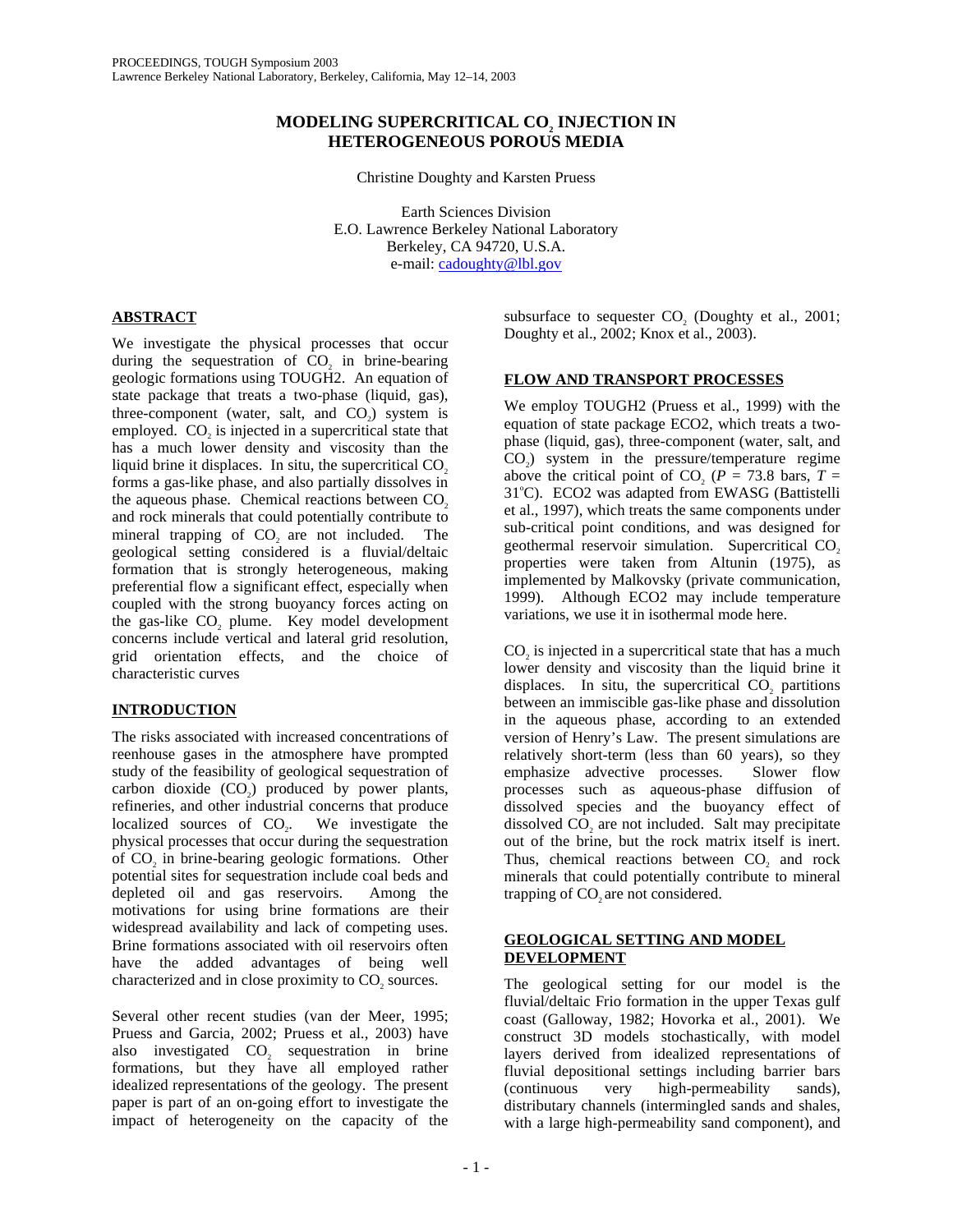PROCEEDINGS, TOUGH Symposium 2003
Lawrence Berkeley National Laboratory, Berkeley, California, May 12–14, 2003

# MODELING SUPERCRITICAL $CO_2$ INJECTION IN HETEROGENEOUS POROUS MEDIA

Christine Doughty and Karsten Pruess

Earth Sciences Division
E.O. Lawrence Berkeley National Laboratory
Berkeley, CA 94720, U.S.A.
e-mail: cadoughty@lbl.gov

## ABSTRACT

We investigate the physical processes that occur during the sequestration of $CO_2$ in brine-bearing geologic formations using TOUGH2. An equation of state package that treats a two-phase (liquid, gas), three-component (water, salt, and $CO_2$) system is employed. $CO_2$ is injected in a supercritical state that has a much lower density and viscosity than the liquid brine it displaces. In situ, the supercritical $CO_2$ forms a gas-like phase, and also partially dissolves in the aqueous phase. Chemical reactions between $CO_2$ and rock minerals that could potentially contribute to mineral trapping of $CO_2$ are not included. The geological setting considered is a fluvial/deltaic formation that is strongly heterogeneous, making preferential flow a significant effect, especially when coupled with the strong buoyancy forces acting on the gas-like $CO_2$ plume. Key model development concerns include vertical and lateral grid resolution, grid orientation effects, and the choice of characteristic curves

## INTRODUCTION

The risks associated with increased concentrations of reenhouse gases in the atmosphere have prompted study of the feasibility of geological sequestration of carbon dioxide ($CO_2$) produced by power plants, refineries, and other industrial concerns that produce localized sources of $CO_2$. We investigate the physical processes that occur during the sequestration of $CO_2$ in brine-bearing geologic formations. Other potential sites for sequestration include coal beds and depleted oil and gas reservoirs. Among the motivations for using brine formations are their widespread availability and lack of competing uses. Brine formations associated with oil reservoirs often have the added advantages of being well characterized and in close proximity to $CO_2$ sources.

Several other recent studies (van der Meer, 1995; Pruess and Garcia, 2002; Pruess et al., 2003) have also investigated $CO_2$ sequestration in brine formations, but they have all employed rather idealized representations of the geology. The present paper is part of an on-going effort to investigate the impact of heterogeneity on the capacity of the subsurface to sequester $CO_2$ (Doughty et al., 2001; Doughty et al., 2002; Knox et al., 2003).

## FLOW AND TRANSPORT PROCESSES

We employ TOUGH2 (Pruess et al., 1999) with the equation of state package ECO2, which treats a two-phase (liquid, gas), three-component (water, salt, and $CO_2$) system in the pressure/temperature regime above the critical point of $CO_2$ ($P$ = 73.8 bars, $T$ = 31°C). ECO2 was adapted from EWASG (Battistelli et al., 1997), which treats the same components under sub-critical point conditions, and was designed for geothermal reservoir simulation. Supercritical $CO_2$ properties were taken from Altunin (1975), as implemented by Malkovsky (private communication, 1999). Although ECO2 may include temperature variations, we use it in isothermal mode here.

$CO_2$ is injected in a supercritical state that has a much lower density and viscosity than the liquid brine it displaces. In situ, the supercritical $CO_2$ partitions between an immiscible gas-like phase and dissolution in the aqueous phase, according to an extended version of Henry's Law. The present simulations are relatively short-term (less than 60 years), so they emphasize advective processes. Slower flow processes such as aqueous-phase diffusion of dissolved species and the buoyancy effect of dissolved $CO_2$ are not included. Salt may precipitate out of the brine, but the rock matrix itself is inert. Thus, chemical reactions between $CO_2$ and rock minerals that could potentially contribute to mineral trapping of $CO_2$ are not considered.

## GEOLOGICAL SETTING AND MODEL DEVELOPMENT

The geological setting for our model is the fluvial/deltaic Frio formation in the upper Texas gulf coast (Galloway, 1982; Hovorka et al., 2001). We construct 3D models stochastically, with model layers derived from idealized representations of fluvial depositional settings including barrier bars (continuous very high-permeability sands), distributary channels (intermingled sands and shales, with a large high-permeability sand component), and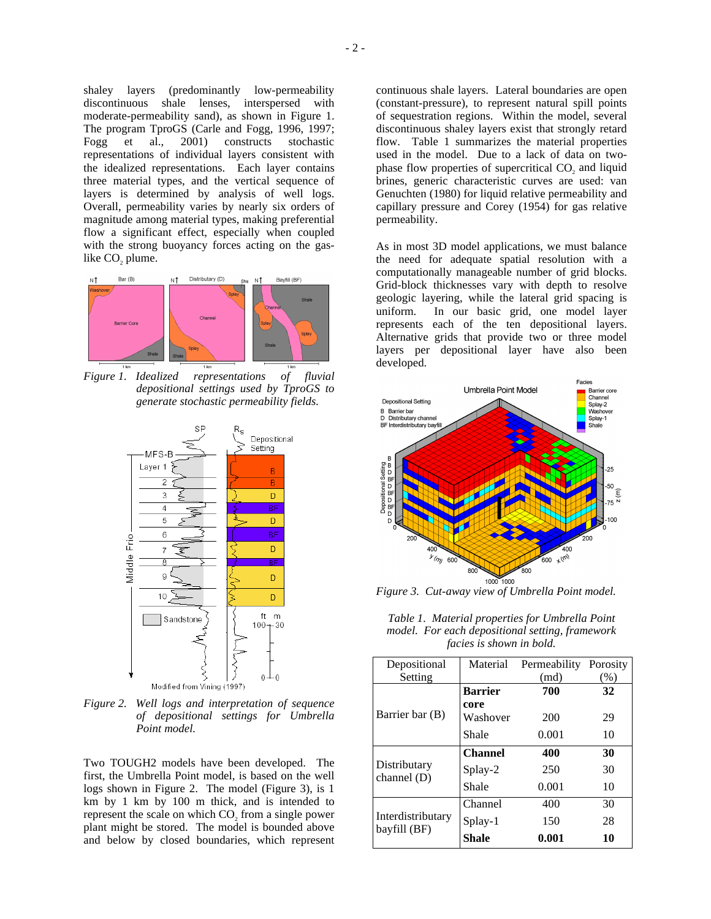shaley layers (predominantly low-permeability discontinuous shale lenses, interspersed with moderate-permeability sand), as shown in Figure 1. The program TproGS (Carle and Fogg, 1996, 1997; Fogg et al., 2001) constructs stochastic representations of individual layers consistent with the idealized representations. Each layer contains three material types, and the vertical sequence of layers is determined by analysis of well logs. Overall, permeability varies by nearly six orders of magnitude among material types, making preferential flow a significant effect, especially when coupled with the strong buoyancy forces acting on the gas-like $CO_2$ plume.

*Figure 1. Idealized representations of fluvial depositional settings used by TproGS to generate stochastic permeability fields.*

*Figure 2. Well logs and interpretation of sequence of depositional settings for Umbrella Point model.*

Two TOUGH2 models have been developed. The first, the Umbrella Point model, is based on the well logs shown in Figure 2. The model (Figure 3), is 1 km by 1 km by 100 m thick, and is intended to represent the scale on which $CO_2$ from a single power plant might be stored. The model is bounded above and below by closed boundaries, which represent continuous shale layers. Lateral boundaries are open (constant-pressure), to represent natural spill points of sequestration regions. Within the model, several discontinuous shaley layers exist that strongly retard flow. Table 1 summarizes the material properties used in the model. Due to a lack of data on two-phase flow properties of supercritical $CO_2$ and liquid brines, generic characteristic curves are used: van Genuchten (1980) for liquid relative permeability and capillary pressure and Corey (1954) for gas relative permeability.

As in most 3D model applications, we must balance the need for adequate spatial resolution with a computationally manageable number of grid blocks. Grid-block thicknesses vary with depth to resolve geologic layering, while the lateral grid spacing is uniform. In our basic grid, one model layer represents each of the ten depositional layers. Alternative grids that provide two or three model layers per depositional layer have also been developed.

*Figure 3. Cut-away view of Umbrella Point model.*

*Table 1. Material properties for Umbrella Point model. For each depositional setting, framework facies is shown in bold.*

| Depositional Setting | Material | Permeability (md) | Porosity (%) |
|---|---|---|---|
| Barrier bar (B) | **Barrier core** | **700** | **32** |
| | Washover | 200 | 29 |
| | Shale | 0.001 | 10 |
| Distributary channel (D) | **Channel** | **400** | **30** |
| | Splay-2 | 250 | 30 |
| | Shale | 0.001 | 10 |
| Interdistributary bayfill (BF) | Channel | 400 | 30 |
| | Splay-1 | 150 | 28 |
| | **Shale** | **0.001** | **10** |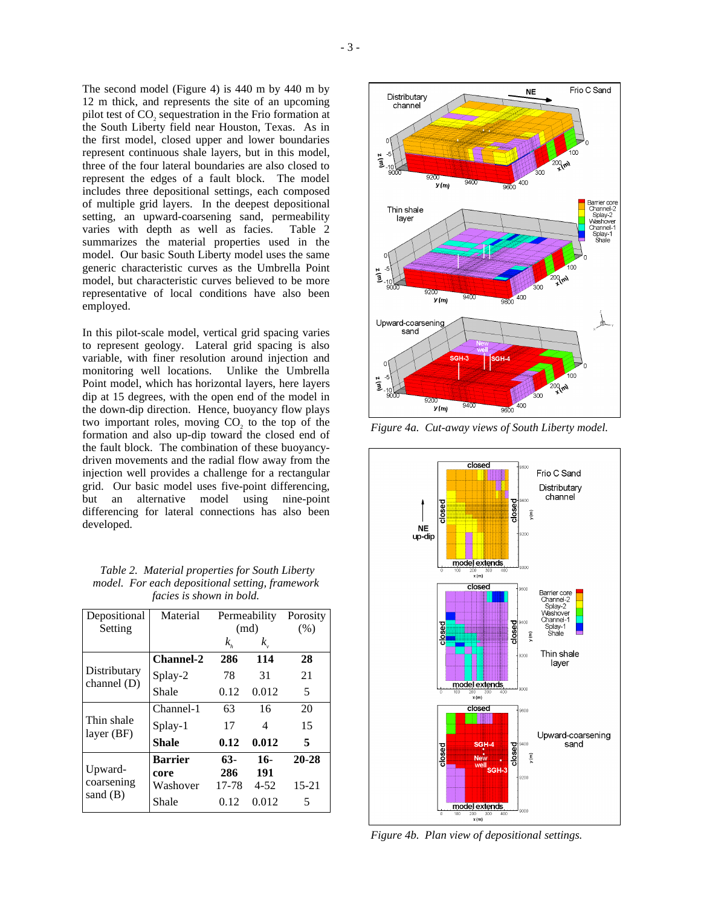The second model (Figure 4) is 440 m by 440 m by 12 m thick, and represents the site of an upcoming pilot test of $CO_2$ sequestration in the Frio formation at the South Liberty field near Houston, Texas. As in the first model, closed upper and lower boundaries represent continuous shale layers, but in this model, three of the four lateral boundaries are also closed to represent the edges of a fault block. The model includes three depositional settings, each composed of multiple grid layers. In the deepest depositional setting, an upward-coarsening sand, permeability varies with depth as well as facies. Table 2 summarizes the material properties used in the model. Our basic South Liberty model uses the same generic characteristic curves as the Umbrella Point model, but characteristic curves believed to be more representative of local conditions have also been employed.

In this pilot-scale model, vertical grid spacing varies to represent geology. Lateral grid spacing is also variable, with finer resolution around injection and monitoring well locations. Unlike the Umbrella Point model, which has horizontal layers, here layers dip at 15 degrees, with the open end of the model in the down-dip direction. Hence, buoyancy flow plays two important roles, moving $CO_2$ to the top of the formation and also up-dip toward the closed end of the fault block. The combination of these buoyancy-driven movements and the radial flow away from the injection well provides a challenge for a rectangular grid. Our basic model uses five-point differencing, but an alternative model using nine-point differencing for lateral connections has also been developed.

*Table 2. Material properties for South Liberty model. For each depositional setting, framework facies is shown in bold.*

| Depositional Setting | Material | Permeability (md) $k_h$ | Permeability (md) $k_v$ | Porosity (%) |
|---|---|---|---|---|
| Distributary channel (D) | **Channel-2** | **286** | **114** | **28** |
| | Splay-2 | 78 | 31 | 21 |
| | Shale | 0.12 | 0.012 | 5 |
| Thin shale layer (BF) | Channel-1 | 63 | 16 | 20 |
| | Splay-1 | 17 | 4 | 15 |
| | **Shale** | **0.12** | **0.012** | **5** |
| Upward-coarsening sand (B) | **Barrier core** | **63-286** | **16-191** | **20-28** |
| | Washover | 17-78 | 4-52 | 15-21 |
| | Shale | 0.12 | 0.012 | 5 |

*Figure 4a. Cut-away views of South Liberty model.*

*Figure 4b. Plan view of depositional settings.*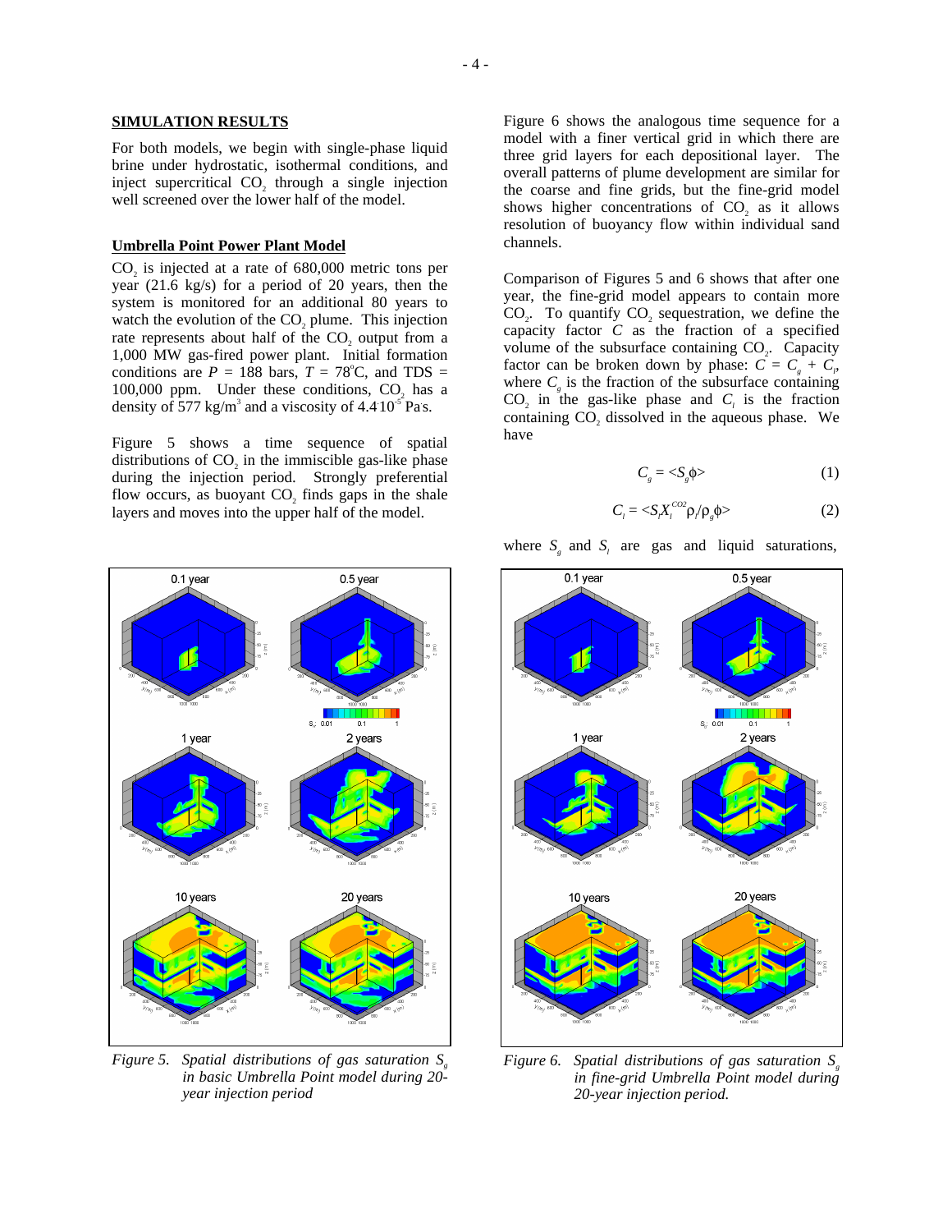## SIMULATION RESULTS

For both models, we begin with single-phase liquid brine under hydrostatic, isothermal conditions, and inject supercritical $CO_2$ through a single injection well screened over the lower half of the model.

### Umbrella Point Power Plant Model

$CO_2$ is injected at a rate of 680,000 metric tons per year (21.6 kg/s) for a period of 20 years, then the system is monitored for an additional 80 years to watch the evolution of the $CO_2$ plume. This injection rate represents about half of the $CO_2$ output from a 1,000 MW gas-fired power plant. Initial formation conditions are $P$ = 188 bars, $T$ = 78°C, and TDS = 100,000 ppm. Under these conditions, $CO_2$ has a density of 577 kg/m$^3$ and a viscosity of $4.4 \cdot 10^{-5}$ Pa·s.

Figure 5 shows a time sequence of spatial distributions of $CO_2$ in the immiscible gas-like phase during the injection period. Strongly preferential flow occurs, as buoyant $CO_2$ finds gaps in the shale layers and moves into the upper half of the model.

*Figure 5. Spatial distributions of gas saturation $S_g$ in basic Umbrella Point model during 20-year injection period*

Figure 6 shows the analogous time sequence for a model with a finer vertical grid in which there are three grid layers for each depositional layer. The overall patterns of plume development are similar for the coarse and fine grids, but the fine-grid model shows higher concentrations of $CO_2$ as it allows resolution of buoyancy flow within individual sand channels.

Comparison of Figures 5 and 6 shows that after one year, the fine-grid model appears to contain more $CO_2$. To quantify $CO_2$ sequestration, we define the capacity factor $C$ as the fraction of a specified volume of the subsurface containing $CO_2$. Capacity factor can be broken down by phase: $C = C_g + C_l$, where $C_g$ is the fraction of the subsurface containing $CO_2$ in the gas-like phase and $C_l$ is the fraction containing $CO_2$ dissolved in the aqueous phase. We have

$$C_g = \langle S_g \phi \rangle \qquad (1)$$

$$C_l = \langle S_l X_l^{CO2} \rho_l / \rho_g \phi \rangle \qquad (2)$$

where $S_g$ and $S_l$ are gas and liquid saturations,

*Figure 6. Spatial distributions of gas saturation $S_g$ in fine-grid Umbrella Point model during 20-year injection period.*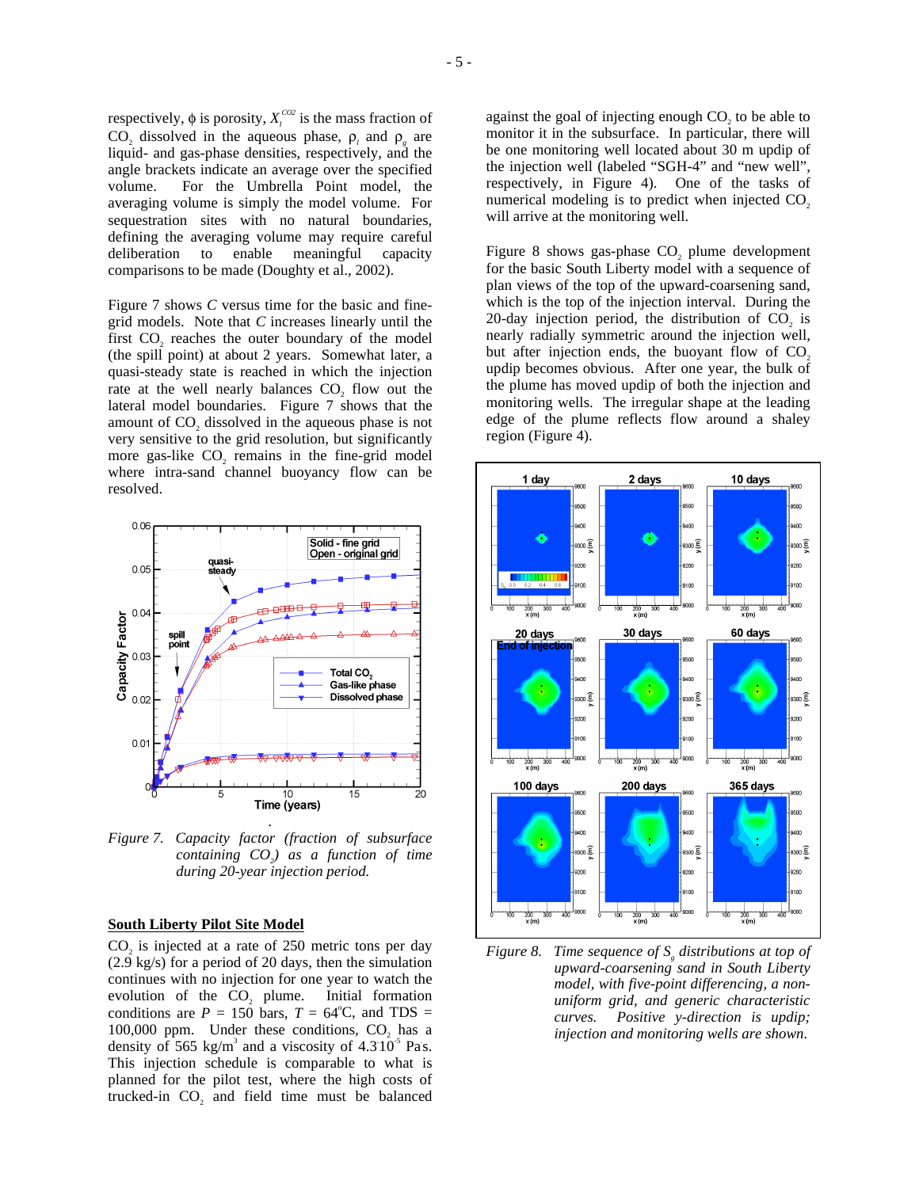respectively, $\phi$ is porosity, $X_l^{CO2}$ is the mass fraction of $CO_2$ dissolved in the aqueous phase, $\rho_l$ and $\rho_g$ are liquid- and gas-phase densities, respectively, and the angle brackets indicate an average over the specified volume. For the Umbrella Point model, the averaging volume is simply the model volume. For sequestration sites with no natural boundaries, defining the averaging volume may require careful deliberation to enable meaningful capacity comparisons to be made (Doughty et al., 2002).

Figure 7 shows $C$ versus time for the basic and fine-grid models. Note that $C$ increases linearly until the first $CO_2$ reaches the outer boundary of the model (the spill point) at about 2 years. Somewhat later, a quasi-steady state is reached in which the injection rate at the well nearly balances $CO_2$ flow out the lateral model boundaries. Figure 7 shows that the amount of $CO_2$ dissolved in the aqueous phase is not very sensitive to the grid resolution, but significantly more gas-like $CO_2$ remains in the fine-grid model where intra-sand channel buoyancy flow can be resolved.

*Figure 7. Capacity factor (fraction of subsurface containing $CO_2$) as a function of time during 20-year injection period.*

## South Liberty Pilot Site Model

$CO_2$ is injected at a rate of 250 metric tons per day (2.9 kg/s) for a period of 20 days, then the simulation continues with no injection for one year to watch the evolution of the $CO_2$ plume. Initial formation conditions are $P$ = 150 bars, $T$ = 64°C, and TDS = 100,000 ppm. Under these conditions, $CO_2$ has a density of 565 kg/m$^3$ and a viscosity of $4.3 \cdot 10^{-5}$ Pa.s. This injection schedule is comparable to what is planned for the pilot test, where the high costs of trucked-in $CO_2$ and field time must be balanced against the goal of injecting enough $CO_2$ to be able to monitor it in the subsurface. In particular, there will be one monitoring well located about 30 m updip of the injection well (labeled "SGH-4" and "new well", respectively, in Figure 4). One of the tasks of numerical modeling is to predict when injected $CO_2$ will arrive at the monitoring well.

Figure 8 shows gas-phase $CO_2$ plume development for the basic South Liberty model with a sequence of plan views of the top of the upward-coarsening sand, which is the top of the injection interval. During the 20-day injection period, the distribution of $CO_2$ is nearly radially symmetric around the injection well, but after injection ends, the buoyant flow of $CO_2$ updip becomes obvious. After one year, the bulk of the plume has moved updip of both the injection and monitoring wells. The irregular shape at the leading edge of the plume reflects flow around a shaley region (Figure 4).

*Figure 8. Time sequence of $S_g$ distributions at top of upward-coarsening sand in South Liberty model, with five-point differencing, a non-uniform grid, and generic characteristic curves. Positive y-direction is updip; injection and monitoring wells are shown.*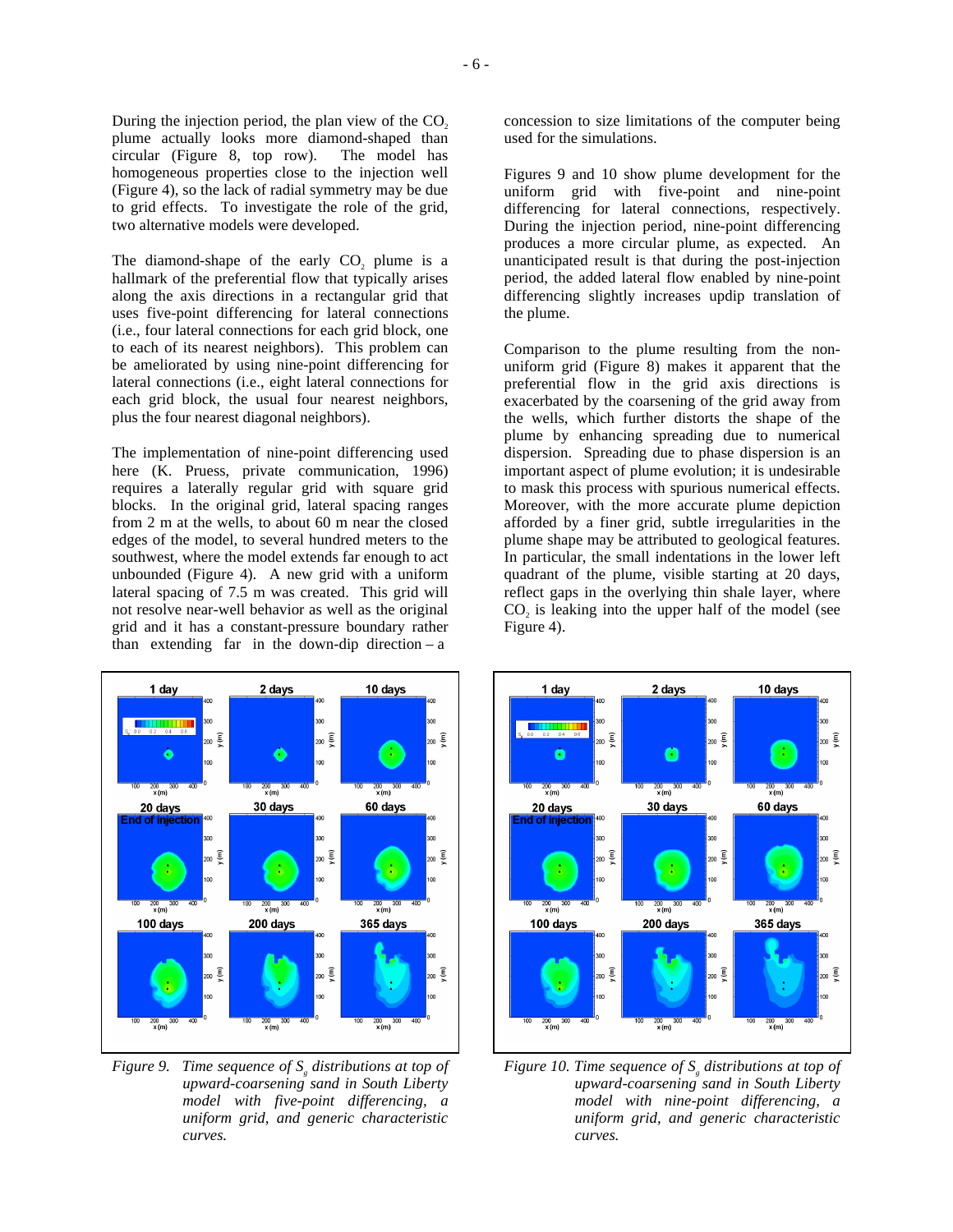During the injection period, the plan view of the $CO_2$ plume actually looks more diamond-shaped than circular (Figure 8, top row). The model has homogeneous properties close to the injection well (Figure 4), so the lack of radial symmetry may be due to grid effects. To investigate the role of the grid, two alternative models were developed.

The diamond-shape of the early $CO_2$ plume is a hallmark of the preferential flow that typically arises along the axis directions in a rectangular grid that uses five-point differencing for lateral connections (i.e., four lateral connections for each grid block, one to each of its nearest neighbors). This problem can be ameliorated by using nine-point differencing for lateral connections (i.e., eight lateral connections for each grid block, the usual four nearest neighbors, plus the four nearest diagonal neighbors).

The implementation of nine-point differencing used here (K. Pruess, private communication, 1996) requires a laterally regular grid with square grid blocks. In the original grid, lateral spacing ranges from 2 m at the wells, to about 60 m near the closed edges of the model, to several hundred meters to the southwest, where the model extends far enough to act unbounded (Figure 4). A new grid with a uniform lateral spacing of 7.5 m was created. This grid will not resolve near-well behavior as well as the original grid and it has a constant-pressure boundary rather than extending far in the down-dip direction – a concession to size limitations of the computer being used for the simulations.

Figures 9 and 10 show plume development for the uniform grid with five-point and nine-point differencing for lateral connections, respectively. During the injection period, nine-point differencing produces a more circular plume, as expected. An unanticipated result is that during the post-injection period, the added lateral flow enabled by nine-point differencing slightly increases updip translation of the plume.

Comparison to the plume resulting from the non-uniform grid (Figure 8) makes it apparent that the preferential flow in the grid axis directions is exacerbated by the coarsening of the grid away from the wells, which further distorts the shape of the plume by enhancing spreading due to numerical dispersion. Spreading due to phase dispersion is an important aspect of plume evolution; it is undesirable to mask this process with spurious numerical effects. Moreover, with the more accurate plume depiction afforded by a finer grid, subtle irregularities in the plume shape may be attributed to geological features. In particular, the small indentations in the lower left quadrant of the plume, visible starting at 20 days, reflect gaps in the overlying thin shale layer, where $CO_2$ is leaking into the upper half of the model (see Figure 4).

*Figure 9. Time sequence of $S_g$ distributions at top of upward-coarsening sand in South Liberty model with five-point differencing, a uniform grid, and generic characteristic curves.*

*Figure 10. Time sequence of $S_g$ distributions at top of upward-coarsening sand in South Liberty model with nine-point differencing, a uniform grid, and generic characteristic curves.*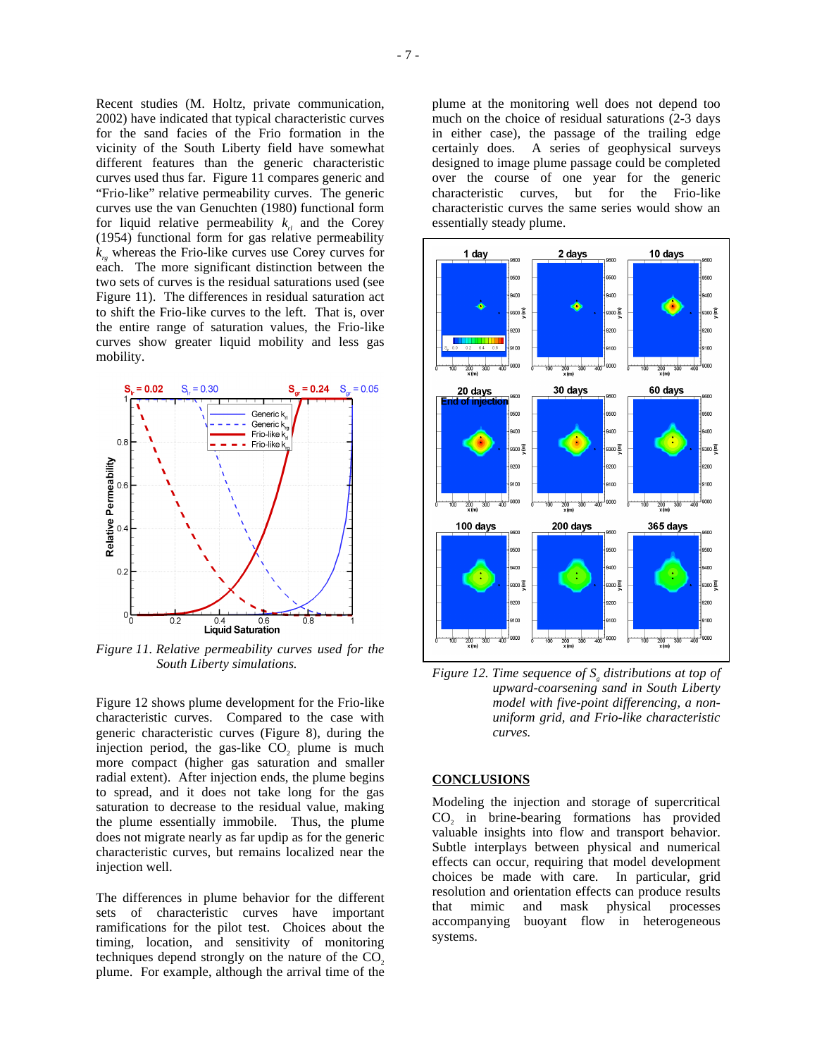Recent studies (M. Holtz, private communication, 2002) have indicated that typical characteristic curves for the sand facies of the Frio formation in the vicinity of the South Liberty field have somewhat different features than the generic characteristic curves used thus far. Figure 11 compares generic and "Frio-like" relative permeability curves. The generic curves use the van Genuchten (1980) functional form for liquid relative permeability $k_{rl}$ and the Corey (1954) functional form for gas relative permeability $k_{rg}$ whereas the Frio-like curves use Corey curves for each. The more significant distinction between the two sets of curves is the residual saturations used (see Figure 11). The differences in residual saturation act to shift the Frio-like curves to the left. That is, over the entire range of saturation values, the Frio-like curves show greater liquid mobility and less gas mobility.

*Figure 11. Relative permeability curves used for the South Liberty simulations.*

Figure 12 shows plume development for the Frio-like characteristic curves. Compared to the case with generic characteristic curves (Figure 8), during the injection period, the gas-like $CO_2$ plume is much more compact (higher gas saturation and smaller radial extent). After injection ends, the plume begins to spread, and it does not take long for the gas saturation to decrease to the residual value, making the plume essentially immobile. Thus, the plume does not migrate nearly as far updip as for the generic characteristic curves, but remains localized near the injection well.

The differences in plume behavior for the different sets of characteristic curves have important ramifications for the pilot test. Choices about the timing, location, and sensitivity of monitoring techniques depend strongly on the nature of the $CO_2$ plume. For example, although the arrival time of the plume at the monitoring well does not depend too much on the choice of residual saturations (2-3 days in either case), the passage of the trailing edge certainly does. A series of geophysical surveys designed to image plume passage could be completed over the course of one year for the generic characteristic curves, but for the Frio-like characteristic curves the same series would show an essentially steady plume.

*Figure 12. Time sequence of $S_g$ distributions at top of upward-coarsening sand in South Liberty model with five-point differencing, a non-uniform grid, and Frio-like characteristic curves.*

## CONCLUSIONS

Modeling the injection and storage of supercritical $CO_2$ in brine-bearing formations has provided valuable insights into flow and transport behavior. Subtle interplays between physical and numerical effects can occur, requiring that model development choices be made with care. In particular, grid resolution and orientation effects can produce results that mimic and mask physical processes accompanying buoyant flow in heterogeneous systems.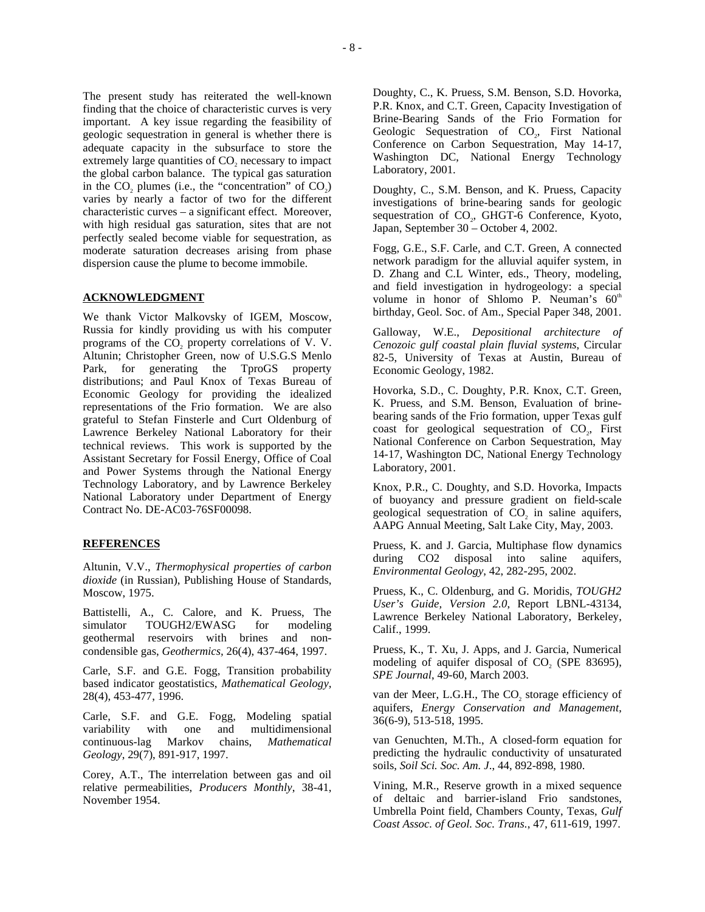The present study has reiterated the well-known finding that the choice of characteristic curves is very important. A key issue regarding the feasibility of geologic sequestration in general is whether there is adequate capacity in the subsurface to store the extremely large quantities of $CO_2$ necessary to impact the global carbon balance. The typical gas saturation in the $CO_2$ plumes (i.e., the "concentration" of $CO_2$) varies by nearly a factor of two for the different characteristic curves – a significant effect. Moreover, with high residual gas saturation, sites that are not perfectly sealed become viable for sequestration, as moderate saturation decreases arising from phase dispersion cause the plume to become immobile.

## ACKNOWLEDGMENT

We thank Victor Malkovsky of IGEM, Moscow, Russia for kindly providing us with his computer programs of the $CO_2$ property correlations of V. V. Altunin; Christopher Green, now of U.S.G.S Menlo Park, for generating the TproGS property distributions; and Paul Knox of Texas Bureau of Economic Geology for providing the idealized representations of the Frio formation. We are also grateful to Stefan Finsterle and Curt Oldenburg of Lawrence Berkeley National Laboratory for their technical reviews. This work is supported by the Assistant Secretary for Fossil Energy, Office of Coal and Power Systems through the National Energy Technology Laboratory, and by Lawrence Berkeley National Laboratory under Department of Energy Contract No. DE-AC03-76SF00098.

## REFERENCES

Altunin, V.V., *Thermophysical properties of carbon dioxide* (in Russian), Publishing House of Standards, Moscow, 1975.

Battistelli, A., C. Calore, and K. Pruess, The simulator TOUGH2/EWASG for modeling geothermal reservoirs with brines and non-condensible gas, *Geothermics*, 26(4), 437-464, 1997.

Carle, S.F. and G.E. Fogg, Transition probability based indicator geostatistics, *Mathematical Geology*, 28(4), 453-477, 1996.

Carle, S.F. and G.E. Fogg, Modeling spatial variability with one and multidimensional continuous-lag Markov chains, *Mathematical Geology*, 29(7), 891-917, 1997.

Corey, A.T., The interrelation between gas and oil relative permeabilities, *Producers Monthly*, 38-41, November 1954.

Doughty, C., K. Pruess, S.M. Benson, S.D. Hovorka, P.R. Knox, and C.T. Green, Capacity Investigation of Brine-Bearing Sands of the Frio Formation for Geologic Sequestration of $CO_2$, First National Conference on Carbon Sequestration, May 14-17, Washington DC, National Energy Technology Laboratory, 2001.

Doughty, C., S.M. Benson, and K. Pruess, Capacity investigations of brine-bearing sands for geologic sequestration of $CO_2$, GHGT-6 Conference, Kyoto, Japan, September 30 – October 4, 2002.

Fogg, G.E., S.F. Carle, and C.T. Green, A connected network paradigm for the alluvial aquifer system, in D. Zhang and C.L Winter, eds., Theory, modeling, and field investigation in hydrogeology: a special volume in honor of Shlomo P. Neuman's 60th birthday, Geol. Soc. of Am., Special Paper 348, 2001.

Galloway, W.E., *Depositional architecture of Cenozoic gulf coastal plain fluvial systems*, Circular 82-5, University of Texas at Austin, Bureau of Economic Geology, 1982.

Hovorka, S.D., C. Doughty, P.R. Knox, C.T. Green, K. Pruess, and S.M. Benson, Evaluation of brine-bearing sands of the Frio formation, upper Texas gulf coast for geological sequestration of $CO_2$, First National Conference on Carbon Sequestration, May 14-17, Washington DC, National Energy Technology Laboratory, 2001.

Knox, P.R., C. Doughty, and S.D. Hovorka, Impacts of buoyancy and pressure gradient on field-scale geological sequestration of $CO_2$ in saline aquifers, AAPG Annual Meeting, Salt Lake City, May, 2003.

Pruess, K. and J. Garcia, Multiphase flow dynamics during CO2 disposal into saline aquifers, *Environmental Geology*, 42, 282-295, 2002.

Pruess, K., C. Oldenburg, and G. Moridis, *TOUGH2 User's Guide, Version 2.0*, Report LBNL-43134, Lawrence Berkeley National Laboratory, Berkeley, Calif., 1999.

Pruess, K., T. Xu, J. Apps, and J. Garcia, Numerical modeling of aquifer disposal of $CO_2$ (SPE 83695), *SPE Journal*, 49-60, March 2003.

van der Meer, L.G.H., The $CO_2$ storage efficiency of aquifers, *Energy Conservation and Management*, 36(6-9), 513-518, 1995.

van Genuchten, M.Th., A closed-form equation for predicting the hydraulic conductivity of unsaturated soils, *Soil Sci. Soc. Am. J.*, 44, 892-898, 1980.

Vining, M.R., Reserve growth in a mixed sequence of deltaic and barrier-island Frio sandstones, Umbrella Point field, Chambers County, Texas, *Gulf Coast Assoc. of Geol. Soc. Trans.*, 47, 611-619, 1997.